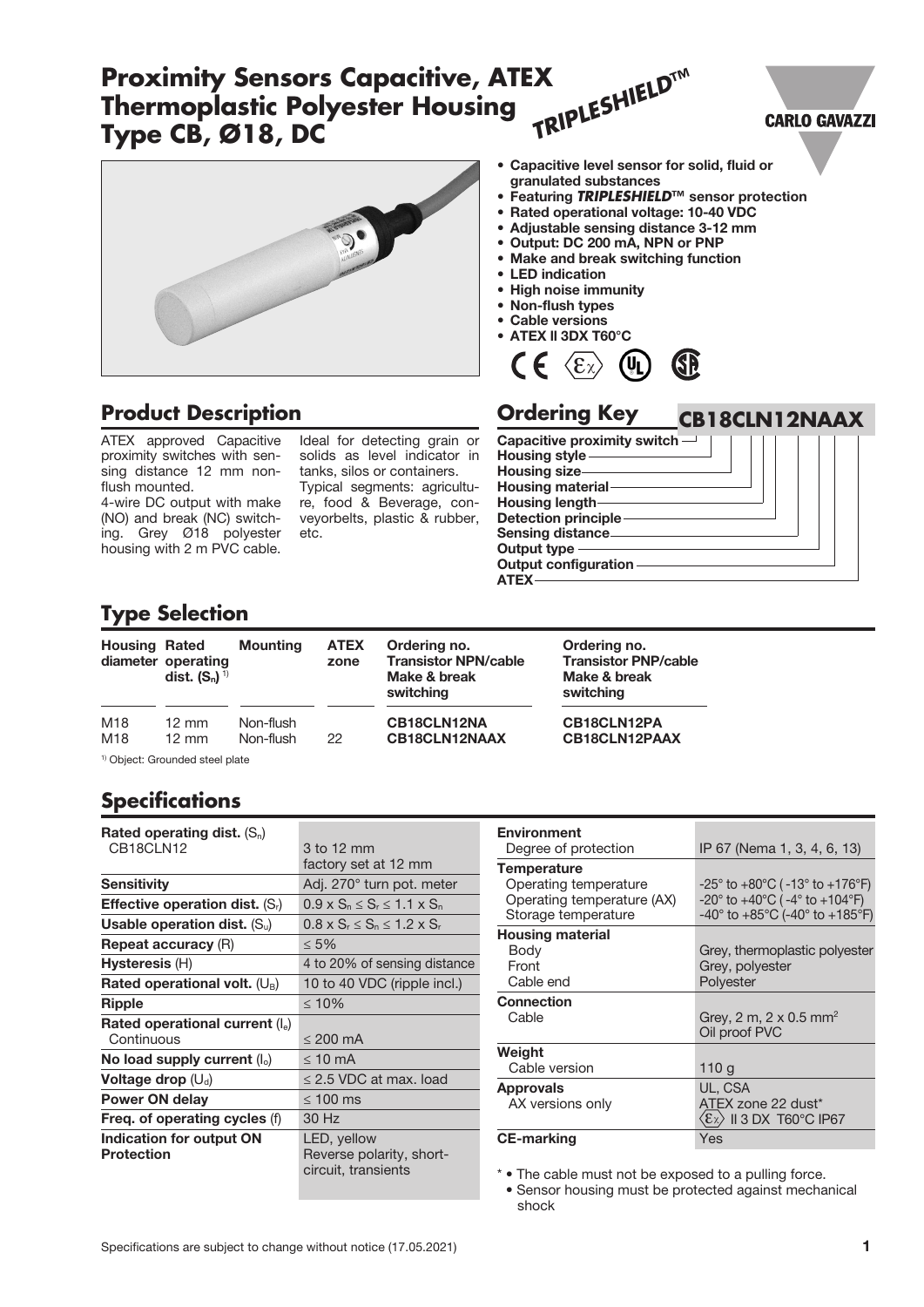# Proximity Sensors Capacitive, ATEX Thermoplastic Polyester Housing Type CB, Ø18, DC

*TRIPLESHIELD™*

CARLO GAVAZZI

- Capacitive level sensor for solid, fluid or granulated substances
- Featuring *TRIPLESHIELD*™ sensor protection
- Rated operational voltage: 10-40 VDC
- Adjustable sensing distance 3-12 mm
- Output: DC 200 mA, NPN or PNP
- Make and break switching function
- LED indication
- High noise immunity
- Non-flush types
- Cable versions
- ATEX II 3DX T60°C

## Product Description

ATEX approved Capacitive proximity switches with sensing distance 12 mm non-flush mounted.

4-wire DC output with make (NO) and break (NC) switching. Grey Ø18 polyester housing with 2 m PVC cable.

Ideal for detecting grain or solids as level indicator in tanks, silos or containers. Typical segments: agriculture, food & Beverage, conveyorbelts, plastic & rubber, etc.

## Ordering Key

**CB18CLN12NAAX**

- Capacitive proximity switch
- Housing style
- Housing size
- Housing material
- Housing length
- Detection principle
- Sensing distance
- Output type
- Output configuration
- ATEX

## Type Selection

| Housing diameter | Rated operating dist. ($S_n$) [1] | Mounting | ATEX zone | Ordering no. Transistor NPN/cable Make & break switching | Ordering no. Transistor PNP/cable Make & break switching |
|---|---|---|---|---|---|
| M18 | 12 mm | Non-flush | | **CB18CLN12NA** | **CB18CLN12PA** |
| M18 | 12 mm | Non-flush | 22 | **CB18CLN12NAAX** | **CB18CLN12PAAX** |

[1] Object: Grounded steel plate

## Specifications

| | |
|---|---|
| **Rated operating dist.** ($S_n$) CB18CLN12 | 3 to 12 mm factory set at 12 mm |
| **Sensitivity** | Adj. 270° turn pot. meter |
| **Effective operation dist.** ($S_r$) | $0.9 \times S_n \leq S_r \leq 1.1 \times S_n$ |
| **Usable operation dist.** ($S_u$) | $0.8 \times S_r \leq S_n \leq 1.2 \times S_r$ |
| **Repeat accuracy** (R) | ≤ 5% |
| **Hysteresis** (H) | 4 to 20% of sensing distance |
| **Rated operational volt.** ($U_B$) | 10 to 40 VDC (ripple incl.) |
| **Ripple** | ≤ 10% |
| **Rated operational current** ($I_e$) Continuous | ≤ 200 mA |
| **No load supply current** ($I_o$) | ≤ 10 mA |
| **Voltage drop** ($U_d$) | ≤ 2.5 VDC at max. load |
| **Power ON delay** | ≤ 100 ms |
| **Freq. of operating cycles** (f) | 30 Hz |
| **Indication for output ON** | LED, yellow |
| **Protection** | Reverse polarity, short-circuit, transients |

| | |
|---|---|
| **Environment** Degree of protection | IP 67 (Nema 1, 3, 4, 6, 13) |
| **Temperature** Operating temperature | -25° to +80°C (-13° to +176°F) |
| Operating temperature (AX) | -20° to +40°C (-4° to +104°F) |
| Storage temperature | -40° to +85°C (-40° to +185°F) |
| **Housing material** Body | Grey, thermoplastic polyester |
| Front | Grey, polyester |
| Cable end | Polyester |
| **Connection** Cable | Grey, 2 m, 2 x 0.5 mm² Oil proof PVC |
| **Weight** Cable version | 110 g |
| **Approvals** | UL, CSA |
| AX versions only | ATEX zone 22 dust* II 3 DX T60°C IP67 |
| **CE-marking** | Yes |

\* • The cable must not be exposed to a pulling force.
• Sensor housing must be protected against mechanical shock

Specifications are subject to change without notice (17.05.2021)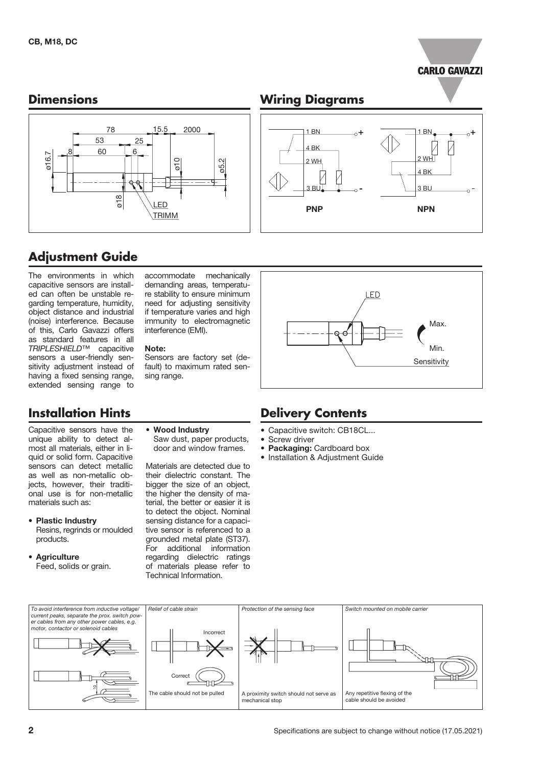## Dimensions

78
53
25
15.5
2000
8
60
6
ø16.7
ø10
ø5.2
ø18
LED
TRIMM

## Wiring Diagrams

1 BN
4 BK
2 WH
3 BU
+
-
**PNP**

1 BN
2 WH
4 BK
3 BU
+
-
**NPN**

## Adjustment Guide

The environments in which capacitive sensors are installed can often be unstable regarding temperature, humidity, object distance and industrial (noise) interference. Because of this, Carlo Gavazzi offers as standard features in all *TRIPLESHIELD*™ capacitive sensors a user-friendly sensitivity adjustment instead of having a fixed sensing range, extended sensing range to accommodate mechanically demanding areas, temperature stability to ensure minimum need for adjusting sensitivity if temperature varies and high immunity to electromagnetic interference (EMI).

**Note:**
Sensors are factory set (default) to maximum rated sensing range.

LED
Max.
Min.
Sensitivity

## Installation Hints

Capacitive sensors have the unique ability to detect almost all materials, either in liquid or solid form. Capacitive sensors can detect metallic as well as non-metallic objects, however, their traditional use is for non-metallic materials such as:

- **Plastic Industry**
  Resins, regrinds or moulded products.
- **Agriculture**
  Feed, solids or grain.
- **Wood Industry**
  Saw dust, paper products, door and window frames.

Materials are detected due to their dielectric constant. The bigger the size of an object, the higher the density of material, the better or easier it is to detect the object. Nominal sensing distance for a capacitive sensor is referenced to a grounded metal plate (ST37). For additional information regarding dielectric ratings of materials please refer to Technical Information.

## Delivery Contents

- Capacitive switch: CB18CL...
- Screw driver
- **Packaging:** Cardboard box
- Installation & Adjustment Guide

*To avoid interference from inductive voltage/ current peaks, separate the prox. switch power cables from any other power cables, e.g. motor, contactor or solenoid cables*

10

*Relief of cable strain*

Incorrect

Correct

The cable should not be pulled

*Protection of the sensing face*

A proximity switch should not serve as mechanical stop

*Switch mounted on mobile carrier*

Any repetitive flexing of the cable should be avoided